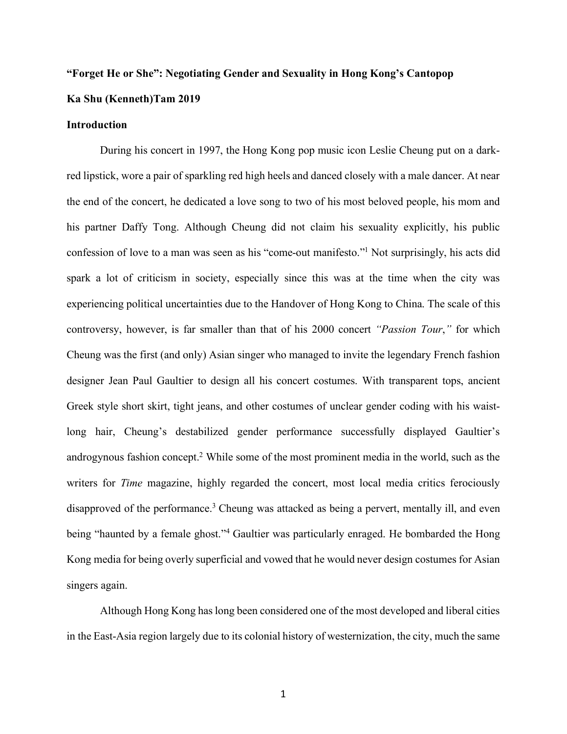**"Forget He or She": Negotiating Gender and Sexuality in Hong Kong's Cantopop**

**Ka Shu (Kenneth)Tam 2019**

## Introduction

During his concert in 1997, the Hong Kong pop music icon Leslie Cheung put on a dark-red lipstick, wore a pair of sparkling red high heels and danced closely with a male dancer. At near the end of the concert, he dedicated a love song to two of his most beloved people, his mom and his partner Daffy Tong. Although Cheung did not claim his sexuality explicitly, his public confession of love to a man was seen as his "come-out manifesto."[1] Not surprisingly, his acts did spark a lot of criticism in society, especially since this was at the time when the city was experiencing political uncertainties due to the Handover of Hong Kong to China. The scale of this controversy, however, is far smaller than that of his 2000 concert *"Passion Tour*,*"* for which Cheung was the first (and only) Asian singer who managed to invite the legendary French fashion designer Jean Paul Gaultier to design all his concert costumes. With transparent tops, ancient Greek style short skirt, tight jeans, and other costumes of unclear gender coding with his waist-long hair, Cheung's destabilized gender performance successfully displayed Gaultier's androgynous fashion concept.[2] While some of the most prominent media in the world, such as the writers for *Time* magazine, highly regarded the concert, most local media critics ferociously disapproved of the performance.[3] Cheung was attacked as being a pervert, mentally ill, and even being "haunted by a female ghost."[4] Gaultier was particularly enraged. He bombarded the Hong Kong media for being overly superficial and vowed that he would never design costumes for Asian singers again.

Although Hong Kong has long been considered one of the most developed and liberal cities in the East-Asia region largely due to its colonial history of westernization, the city, much the same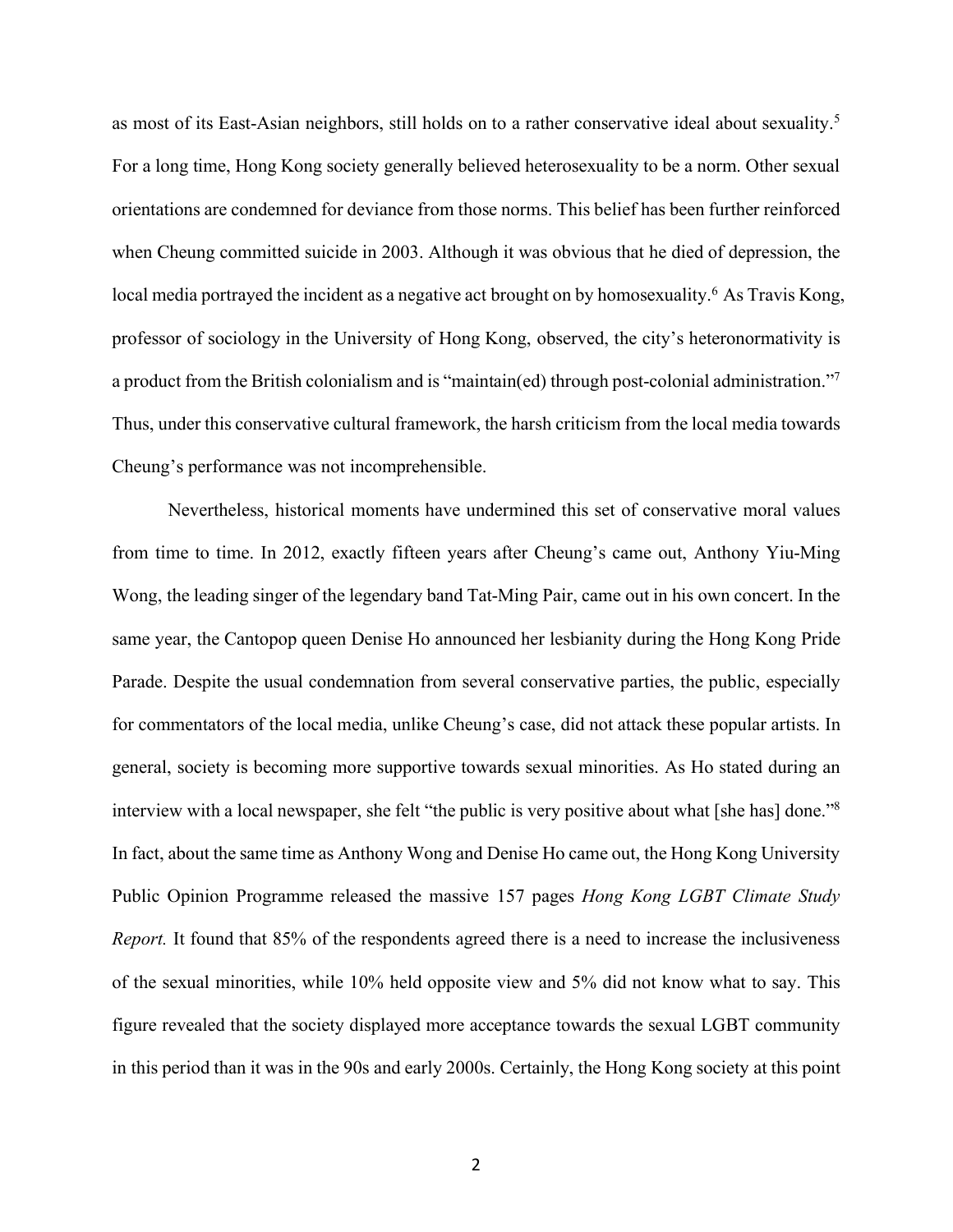as most of its East-Asian neighbors, still holds on to a rather conservative ideal about sexuality.[5] For a long time, Hong Kong society generally believed heterosexuality to be a norm. Other sexual orientations are condemned for deviance from those norms. This belief has been further reinforced when Cheung committed suicide in 2003. Although it was obvious that he died of depression, the local media portrayed the incident as a negative act brought on by homosexuality.[6] As Travis Kong, professor of sociology in the University of Hong Kong, observed, the city's heteronormativity is a product from the British colonialism and is "maintain(ed) through post-colonial administration."[7] Thus, under this conservative cultural framework, the harsh criticism from the local media towards Cheung's performance was not incomprehensible.

Nevertheless, historical moments have undermined this set of conservative moral values from time to time. In 2012, exactly fifteen years after Cheung's came out, Anthony Yiu-Ming Wong, the leading singer of the legendary band Tat-Ming Pair, came out in his own concert. In the same year, the Cantopop queen Denise Ho announced her lesbianity during the Hong Kong Pride Parade. Despite the usual condemnation from several conservative parties, the public, especially for commentators of the local media, unlike Cheung's case, did not attack these popular artists. In general, society is becoming more supportive towards sexual minorities. As Ho stated during an interview with a local newspaper, she felt "the public is very positive about what [she has] done."[8] In fact, about the same time as Anthony Wong and Denise Ho came out, the Hong Kong University Public Opinion Programme released the massive 157 pages *Hong Kong LGBT Climate Study Report.* It found that 85% of the respondents agreed there is a need to increase the inclusiveness of the sexual minorities, while 10% held opposite view and 5% did not know what to say. This figure revealed that the society displayed more acceptance towards the sexual LGBT community in this period than it was in the 90s and early 2000s. Certainly, the Hong Kong society at this point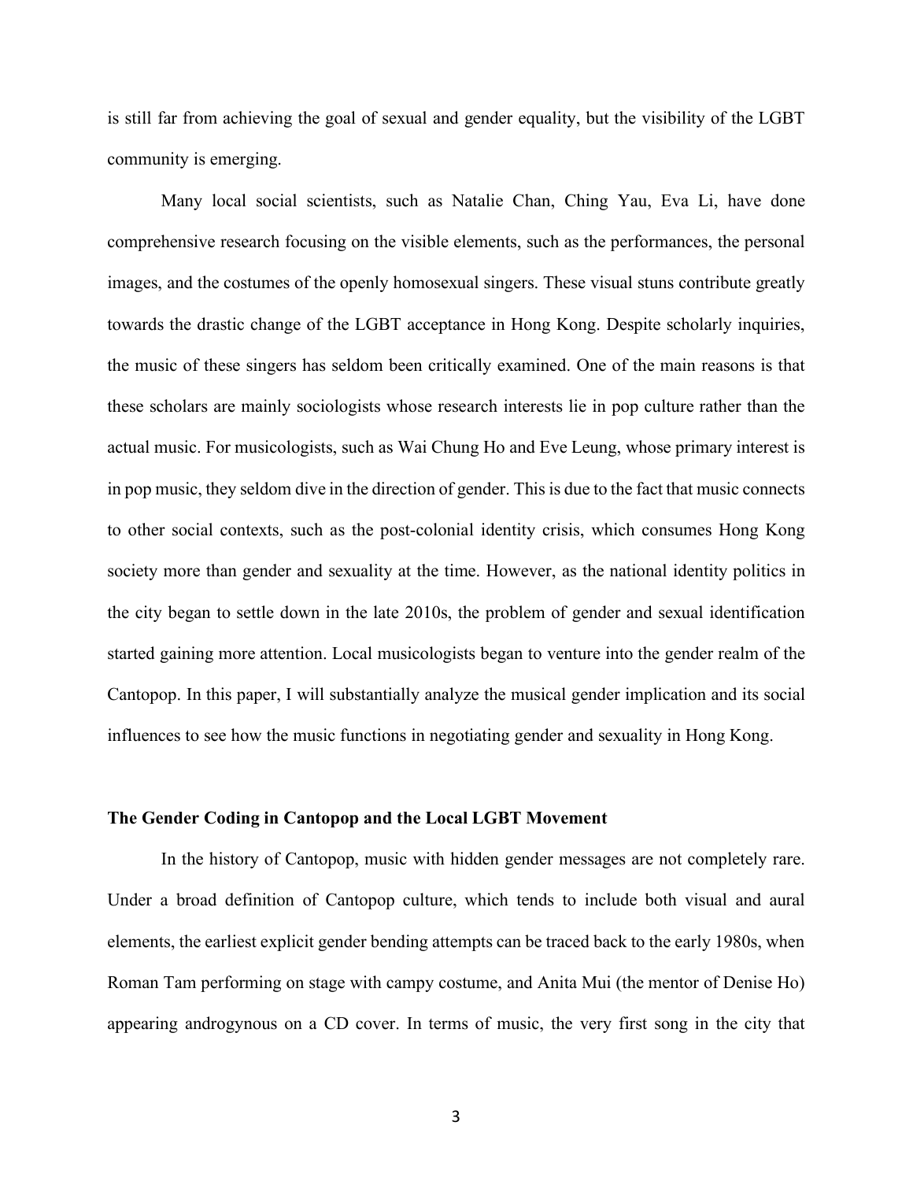is still far from achieving the goal of sexual and gender equality, but the visibility of the LGBT community is emerging.

Many local social scientists, such as Natalie Chan, Ching Yau, Eva Li, have done comprehensive research focusing on the visible elements, such as the performances, the personal images, and the costumes of the openly homosexual singers. These visual stuns contribute greatly towards the drastic change of the LGBT acceptance in Hong Kong. Despite scholarly inquiries, the music of these singers has seldom been critically examined. One of the main reasons is that these scholars are mainly sociologists whose research interests lie in pop culture rather than the actual music. For musicologists, such as Wai Chung Ho and Eve Leung, whose primary interest is in pop music, they seldom dive in the direction of gender. This is due to the fact that music connects to other social contexts, such as the post-colonial identity crisis, which consumes Hong Kong society more than gender and sexuality at the time. However, as the national identity politics in the city began to settle down in the late 2010s, the problem of gender and sexual identification started gaining more attention. Local musicologists began to venture into the gender realm of the Cantopop. In this paper, I will substantially analyze the musical gender implication and its social influences to see how the music functions in negotiating gender and sexuality in Hong Kong.

**The Gender Coding in Cantopop and the Local LGBT Movement**

In the history of Cantopop, music with hidden gender messages are not completely rare. Under a broad definition of Cantopop culture, which tends to include both visual and aural elements, the earliest explicit gender bending attempts can be traced back to the early 1980s, when Roman Tam performing on stage with campy costume, and Anita Mui (the mentor of Denise Ho) appearing androgynous on a CD cover. In terms of music, the very first song in the city that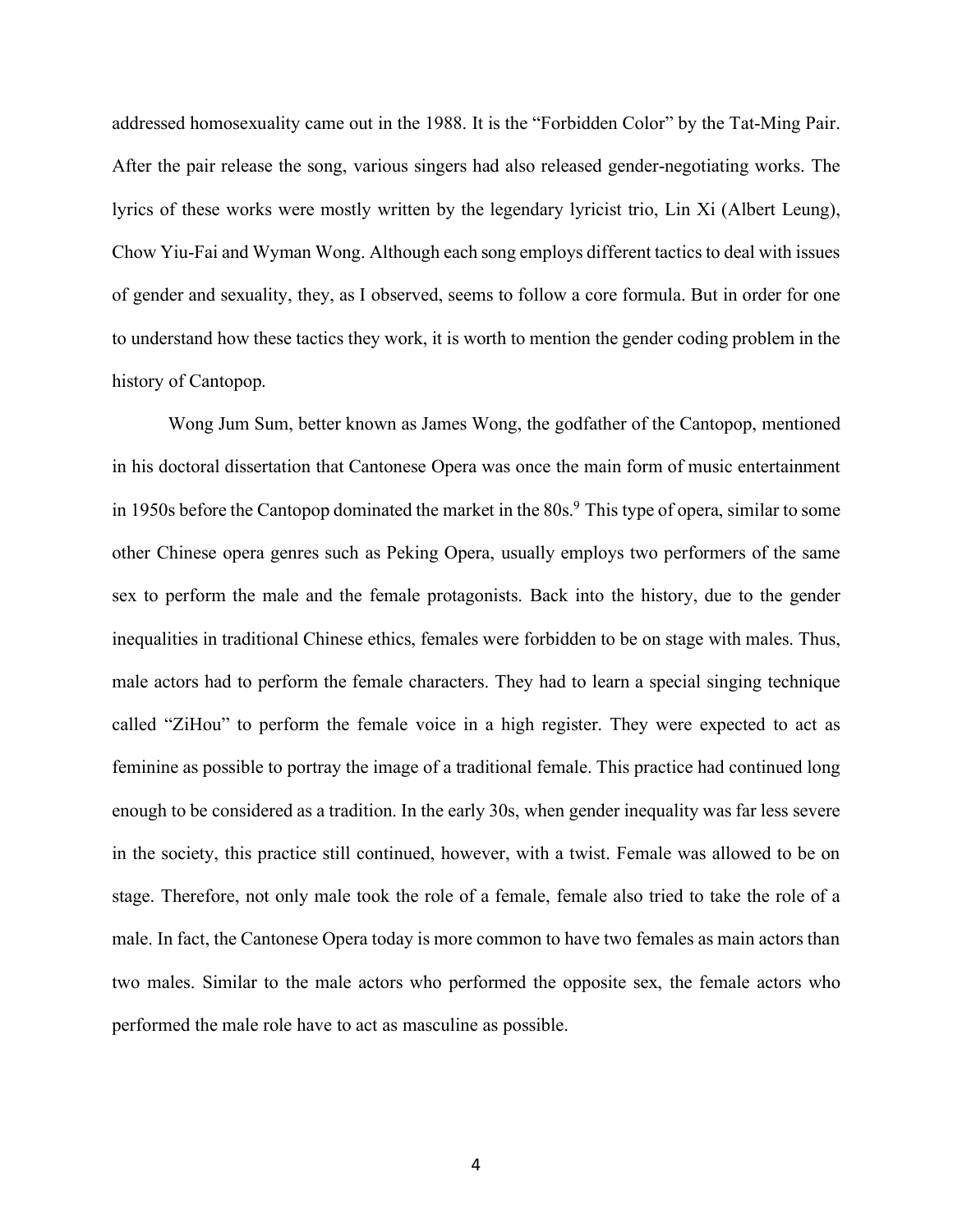addressed homosexuality came out in the 1988. It is the "Forbidden Color" by the Tat-Ming Pair. After the pair release the song, various singers had also released gender-negotiating works. The lyrics of these works were mostly written by the legendary lyricist trio, Lin Xi (Albert Leung), Chow Yiu-Fai and Wyman Wong. Although each song employs different tactics to deal with issues of gender and sexuality, they, as I observed, seems to follow a core formula. But in order for one to understand how these tactics they work, it is worth to mention the gender coding problem in the history of Cantopop.

Wong Jum Sum, better known as James Wong, the godfather of the Cantopop, mentioned in his doctoral dissertation that Cantonese Opera was once the main form of music entertainment in 1950s before the Cantopop dominated the market in the 80s.[9] This type of opera, similar to some other Chinese opera genres such as Peking Opera, usually employs two performers of the same sex to perform the male and the female protagonists. Back into the history, due to the gender inequalities in traditional Chinese ethics, females were forbidden to be on stage with males. Thus, male actors had to perform the female characters. They had to learn a special singing technique called "ZiHou" to perform the female voice in a high register. They were expected to act as feminine as possible to portray the image of a traditional female. This practice had continued long enough to be considered as a tradition. In the early 30s, when gender inequality was far less severe in the society, this practice still continued, however, with a twist. Female was allowed to be on stage. Therefore, not only male took the role of a female, female also tried to take the role of a male. In fact, the Cantonese Opera today is more common to have two females as main actors than two males. Similar to the male actors who performed the opposite sex, the female actors who performed the male role have to act as masculine as possible.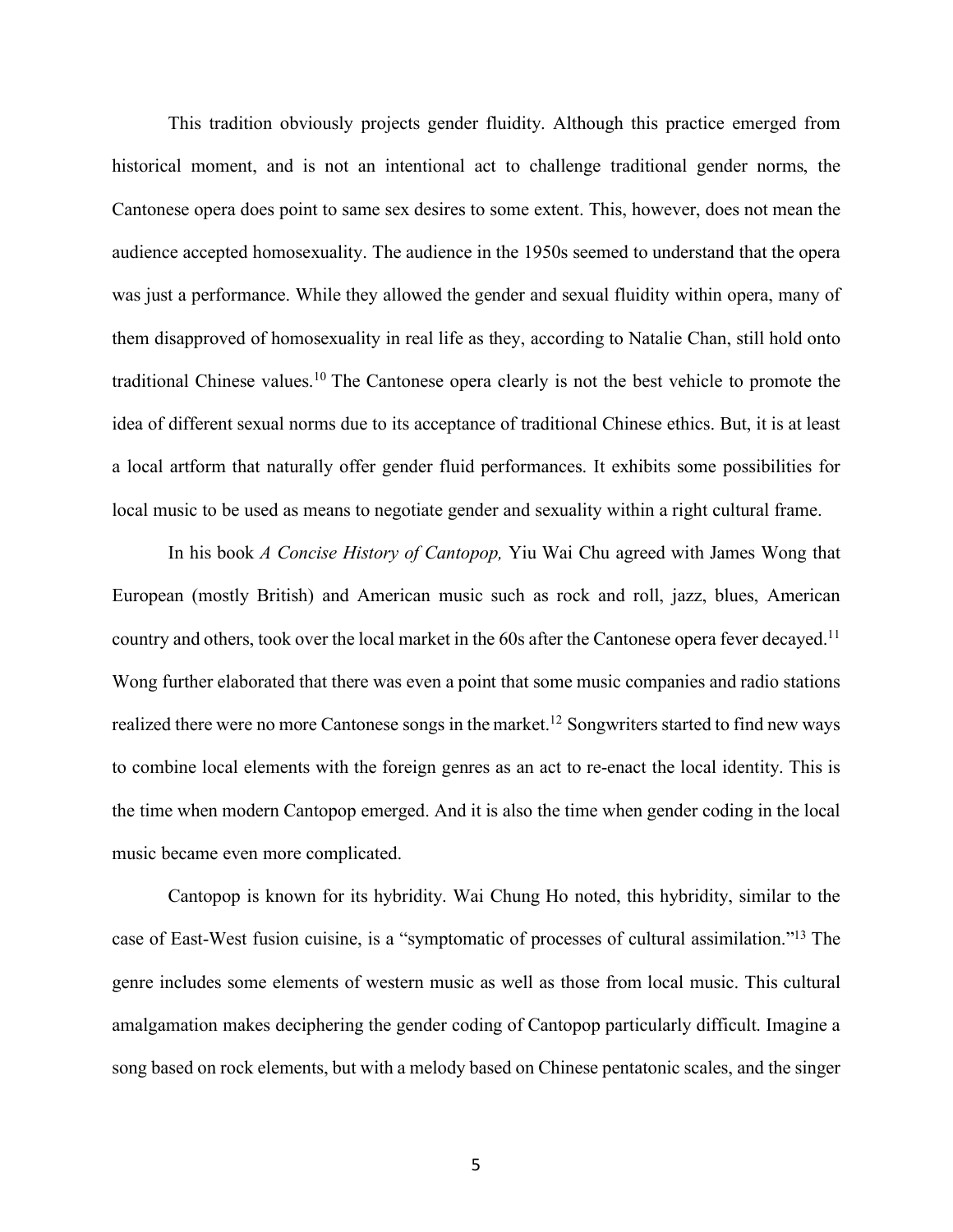This tradition obviously projects gender fluidity. Although this practice emerged from historical moment, and is not an intentional act to challenge traditional gender norms, the Cantonese opera does point to same sex desires to some extent. This, however, does not mean the audience accepted homosexuality. The audience in the 1950s seemed to understand that the opera was just a performance. While they allowed the gender and sexual fluidity within opera, many of them disapproved of homosexuality in real life as they, according to Natalie Chan, still hold onto traditional Chinese values.[10] The Cantonese opera clearly is not the best vehicle to promote the idea of different sexual norms due to its acceptance of traditional Chinese ethics. But, it is at least a local artform that naturally offer gender fluid performances. It exhibits some possibilities for local music to be used as means to negotiate gender and sexuality within a right cultural frame.

In his book *A Concise History of Cantopop,* Yiu Wai Chu agreed with James Wong that European (mostly British) and American music such as rock and roll, jazz, blues, American country and others, took over the local market in the 60s after the Cantonese opera fever decayed.[11] Wong further elaborated that there was even a point that some music companies and radio stations realized there were no more Cantonese songs in the market.[12] Songwriters started to find new ways to combine local elements with the foreign genres as an act to re-enact the local identity. This is the time when modern Cantopop emerged. And it is also the time when gender coding in the local music became even more complicated.

Cantopop is known for its hybridity. Wai Chung Ho noted, this hybridity, similar to the case of East-West fusion cuisine, is a "symptomatic of processes of cultural assimilation."[13] The genre includes some elements of western music as well as those from local music. This cultural amalgamation makes deciphering the gender coding of Cantopop particularly difficult. Imagine a song based on rock elements, but with a melody based on Chinese pentatonic scales, and the singer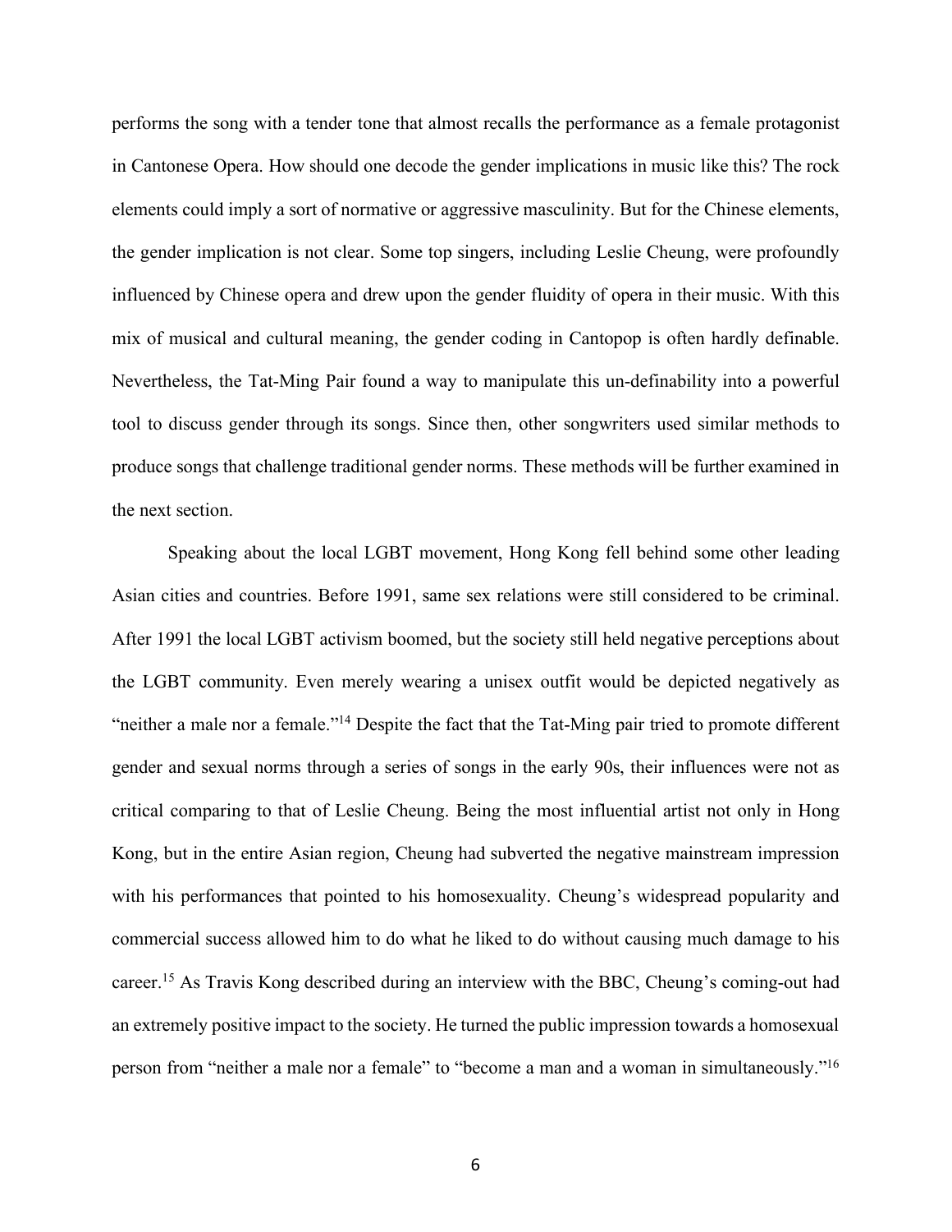performs the song with a tender tone that almost recalls the performance as a female protagonist in Cantonese Opera. How should one decode the gender implications in music like this? The rock elements could imply a sort of normative or aggressive masculinity. But for the Chinese elements, the gender implication is not clear. Some top singers, including Leslie Cheung, were profoundly influenced by Chinese opera and drew upon the gender fluidity of opera in their music. With this mix of musical and cultural meaning, the gender coding in Cantopop is often hardly definable. Nevertheless, the Tat-Ming Pair found a way to manipulate this un-definability into a powerful tool to discuss gender through its songs. Since then, other songwriters used similar methods to produce songs that challenge traditional gender norms. These methods will be further examined in the next section.

Speaking about the local LGBT movement, Hong Kong fell behind some other leading Asian cities and countries. Before 1991, same sex relations were still considered to be criminal. After 1991 the local LGBT activism boomed, but the society still held negative perceptions about the LGBT community. Even merely wearing a unisex outfit would be depicted negatively as "neither a male nor a female."[14] Despite the fact that the Tat-Ming pair tried to promote different gender and sexual norms through a series of songs in the early 90s, their influences were not as critical comparing to that of Leslie Cheung. Being the most influential artist not only in Hong Kong, but in the entire Asian region, Cheung had subverted the negative mainstream impression with his performances that pointed to his homosexuality. Cheung's widespread popularity and commercial success allowed him to do what he liked to do without causing much damage to his career.[15] As Travis Kong described during an interview with the BBC, Cheung's coming-out had an extremely positive impact to the society. He turned the public impression towards a homosexual person from "neither a male nor a female" to "become a man and a woman in simultaneously."[16]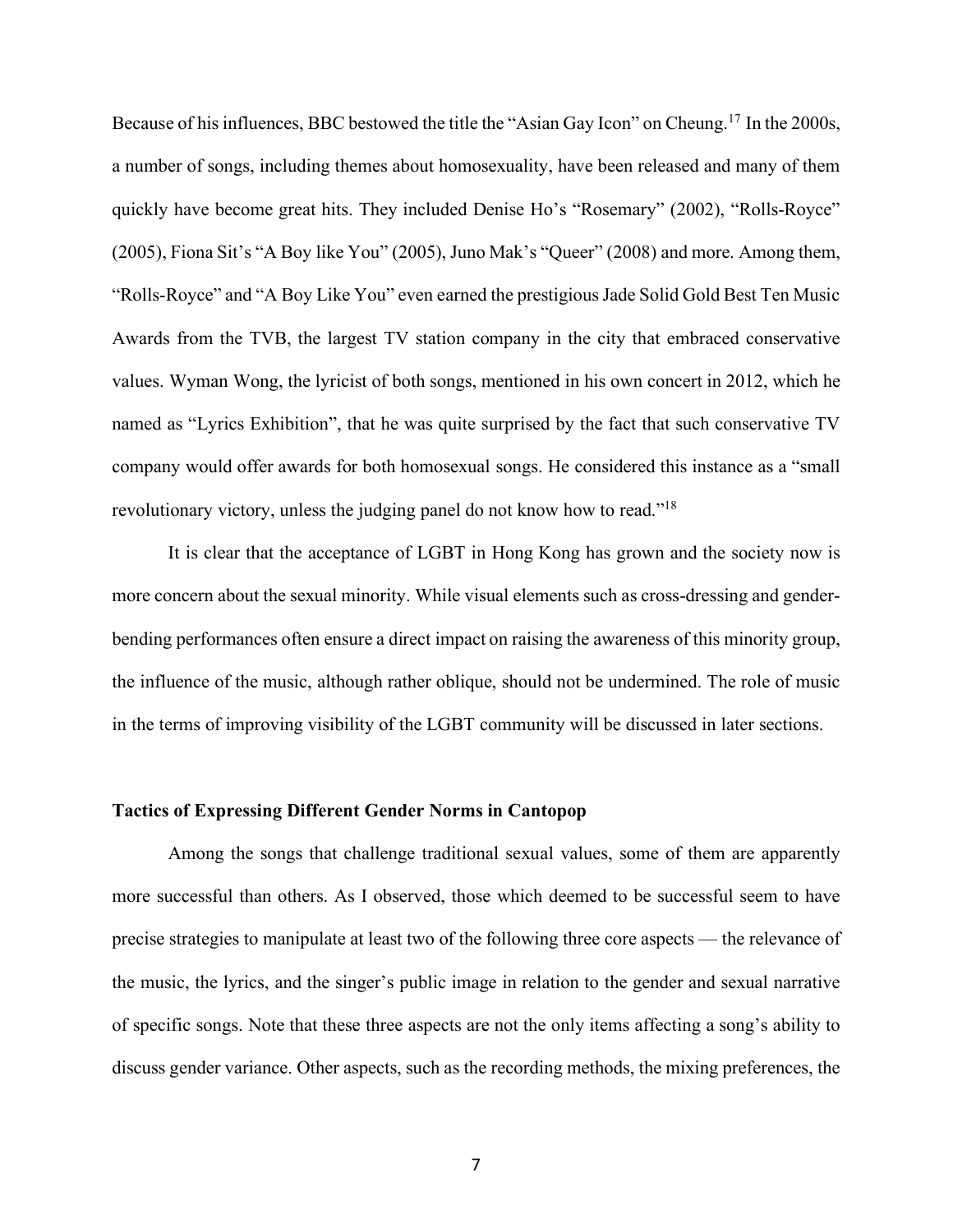Because of his influences, BBC bestowed the title the "Asian Gay Icon" on Cheung.[17] In the 2000s, a number of songs, including themes about homosexuality, have been released and many of them quickly have become great hits. They included Denise Ho's "Rosemary" (2002), "Rolls-Royce" (2005), Fiona Sit's "A Boy like You" (2005), Juno Mak's "Queer" (2008) and more. Among them, "Rolls-Royce" and "A Boy Like You" even earned the prestigious Jade Solid Gold Best Ten Music Awards from the TVB, the largest TV station company in the city that embraced conservative values. Wyman Wong, the lyricist of both songs, mentioned in his own concert in 2012, which he named as "Lyrics Exhibition", that he was quite surprised by the fact that such conservative TV company would offer awards for both homosexual songs. He considered this instance as a "small revolutionary victory, unless the judging panel do not know how to read."[18]

It is clear that the acceptance of LGBT in Hong Kong has grown and the society now is more concern about the sexual minority. While visual elements such as cross-dressing and gender-bending performances often ensure a direct impact on raising the awareness of this minority group, the influence of the music, although rather oblique, should not be undermined. The role of music in the terms of improving visibility of the LGBT community will be discussed in later sections.

## Tactics of Expressing Different Gender Norms in Cantopop

Among the songs that challenge traditional sexual values, some of them are apparently more successful than others. As I observed, those which deemed to be successful seem to have precise strategies to manipulate at least two of the following three core aspects — the relevance of the music, the lyrics, and the singer's public image in relation to the gender and sexual narrative of specific songs. Note that these three aspects are not the only items affecting a song's ability to discuss gender variance. Other aspects, such as the recording methods, the mixing preferences, the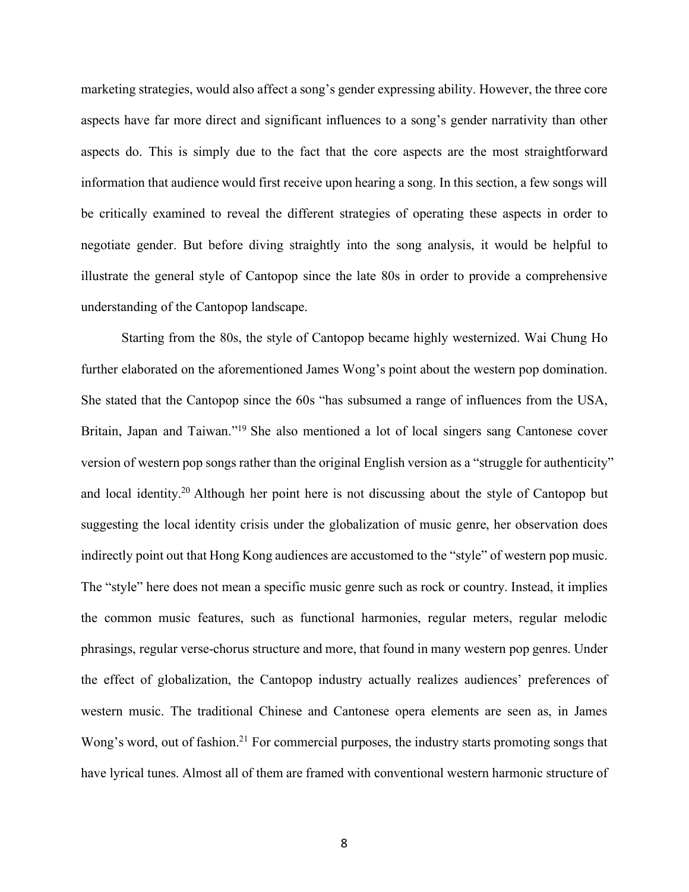marketing strategies, would also affect a song's gender expressing ability. However, the three core aspects have far more direct and significant influences to a song's gender narrativity than other aspects do. This is simply due to the fact that the core aspects are the most straightforward information that audience would first receive upon hearing a song. In this section, a few songs will be critically examined to reveal the different strategies of operating these aspects in order to negotiate gender. But before diving straightly into the song analysis, it would be helpful to illustrate the general style of Cantopop since the late 80s in order to provide a comprehensive understanding of the Cantopop landscape.

Starting from the 80s, the style of Cantopop became highly westernized. Wai Chung Ho further elaborated on the aforementioned James Wong's point about the western pop domination. She stated that the Cantopop since the 60s "has subsumed a range of influences from the USA, Britain, Japan and Taiwan."[19] She also mentioned a lot of local singers sang Cantonese cover version of western pop songs rather than the original English version as a "struggle for authenticity" and local identity.[20] Although her point here is not discussing about the style of Cantopop but suggesting the local identity crisis under the globalization of music genre, her observation does indirectly point out that Hong Kong audiences are accustomed to the "style" of western pop music. The "style" here does not mean a specific music genre such as rock or country. Instead, it implies the common music features, such as functional harmonies, regular meters, regular melodic phrasings, regular verse-chorus structure and more, that found in many western pop genres. Under the effect of globalization, the Cantopop industry actually realizes audiences' preferences of western music. The traditional Chinese and Cantonese opera elements are seen as, in James Wong's word, out of fashion.[21] For commercial purposes, the industry starts promoting songs that have lyrical tunes. Almost all of them are framed with conventional western harmonic structure of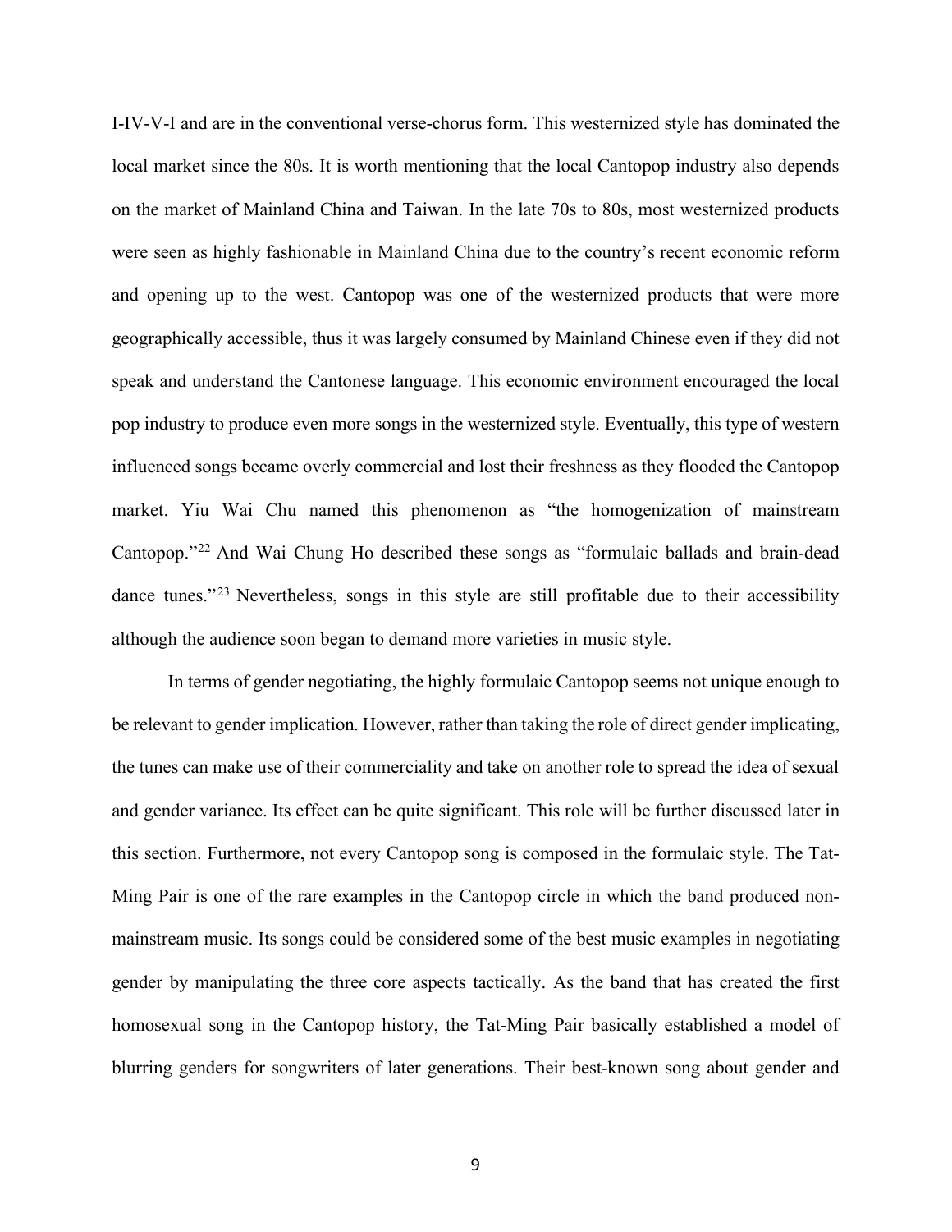I-IV-V-I and are in the conventional verse-chorus form. This westernized style has dominated the local market since the 80s. It is worth mentioning that the local Cantopop industry also depends on the market of Mainland China and Taiwan. In the late 70s to 80s, most westernized products were seen as highly fashionable in Mainland China due to the country's recent economic reform and opening up to the west. Cantopop was one of the westernized products that were more geographically accessible, thus it was largely consumed by Mainland Chinese even if they did not speak and understand the Cantonese language. This economic environment encouraged the local pop industry to produce even more songs in the westernized style. Eventually, this type of western influenced songs became overly commercial and lost their freshness as they flooded the Cantopop market. Yiu Wai Chu named this phenomenon as "the homogenization of mainstream Cantopop."[22] And Wai Chung Ho described these songs as "formulaic ballads and brain-dead dance tunes."[23] Nevertheless, songs in this style are still profitable due to their accessibility although the audience soon began to demand more varieties in music style.

In terms of gender negotiating, the highly formulaic Cantopop seems not unique enough to be relevant to gender implication. However, rather than taking the role of direct gender implicating, the tunes can make use of their commerciality and take on another role to spread the idea of sexual and gender variance. Its effect can be quite significant. This role will be further discussed later in this section. Furthermore, not every Cantopop song is composed in the formulaic style. The Tat-Ming Pair is one of the rare examples in the Cantopop circle in which the band produced non-mainstream music. Its songs could be considered some of the best music examples in negotiating gender by manipulating the three core aspects tactically. As the band that has created the first homosexual song in the Cantopop history, the Tat-Ming Pair basically established a model of blurring genders for songwriters of later generations. Their best-known song about gender and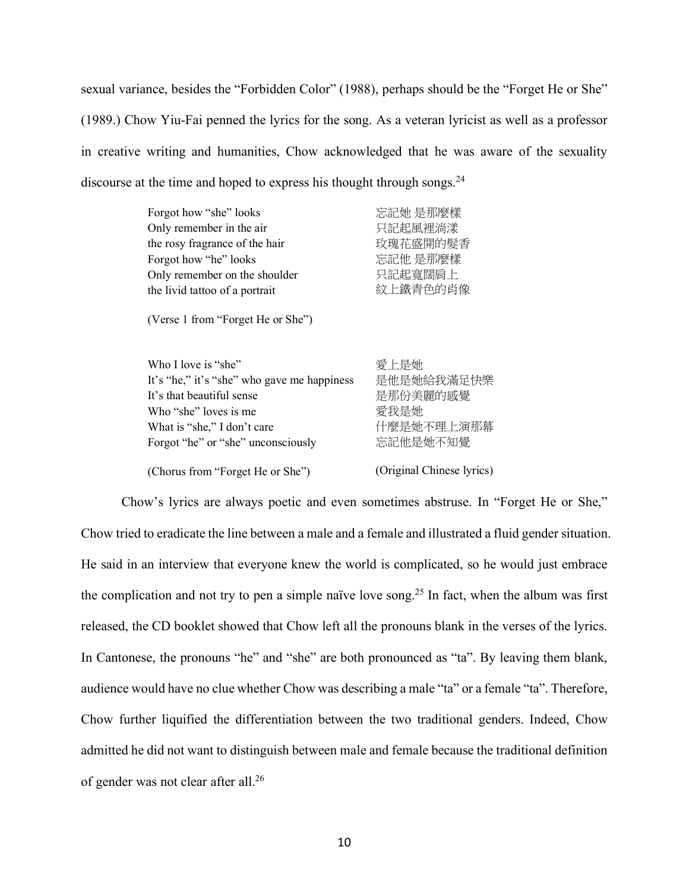sexual variance, besides the "Forbidden Color" (1988), perhaps should be the "Forget He or She" (1989.) Chow Yiu-Fai penned the lyrics for the song. As a veteran lyricist as well as a professor in creative writing and humanities, Chow acknowledged that he was aware of the sexuality discourse at the time and hoped to express his thought through songs.[24]

| | |
|---|---|
| Forgot how "she" looks | 忘記她 是那麼樣 |
| Only remember in the air | 只記起風裡淌漾 |
| the rosy fragrance of the hair | 玫瑰花盛開的髮香 |
| Forgot how "he" looks | 忘記他 是那麼樣 |
| Only remember on the shoulder | 只記起寬闊肩上 |
| the livid tattoo of a portrait | 紋上鐵青色的肖像 |
| (Verse 1 from "Forget He or She") | |

| | |
|---|---|
| Who I love is "she" | 愛上是她 |
| It's "he," it's "she" who gave me happiness | 是他是她給我滿足快樂 |
| It's that beautiful sense | 是那份美麗的感覺 |
| Who "she" loves is me | 愛我是她 |
| What is "she," I don't care | 什麼是她不理上演那幕 |
| Forgot "he" or "she" unconsciously | 忘記他是她不知覺 |
| (Chorus from "Forget He or She") | (Original Chinese lyrics) |

Chow's lyrics are always poetic and even sometimes abstruse. In "Forget He or She," Chow tried to eradicate the line between a male and a female and illustrated a fluid gender situation. He said in an interview that everyone knew the world is complicated, so he would just embrace the complication and not try to pen a simple naïve love song.[25] In fact, when the album was first released, the CD booklet showed that Chow left all the pronouns blank in the verses of the lyrics. In Cantonese, the pronouns "he" and "she" are both pronounced as "ta". By leaving them blank, audience would have no clue whether Chow was describing a male "ta" or a female "ta". Therefore, Chow further liquified the differentiation between the two traditional genders. Indeed, Chow admitted he did not want to distinguish between male and female because the traditional definition of gender was not clear after all.[26]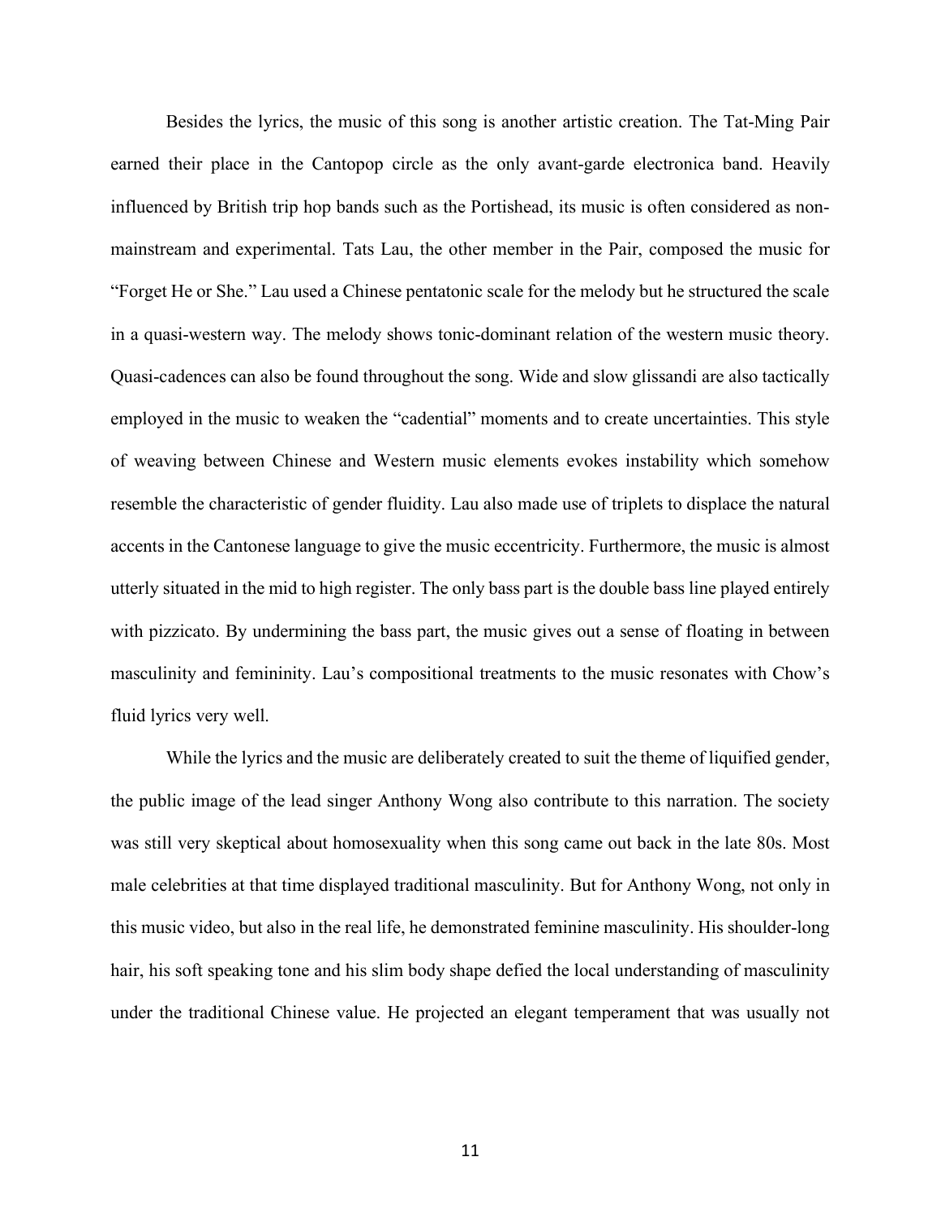Besides the lyrics, the music of this song is another artistic creation. The Tat-Ming Pair earned their place in the Cantopop circle as the only avant-garde electronica band. Heavily influenced by British trip hop bands such as the Portishead, its music is often considered as non-mainstream and experimental. Tats Lau, the other member in the Pair, composed the music for "Forget He or She." Lau used a Chinese pentatonic scale for the melody but he structured the scale in a quasi-western way. The melody shows tonic-dominant relation of the western music theory. Quasi-cadences can also be found throughout the song. Wide and slow glissandi are also tactically employed in the music to weaken the "cadential" moments and to create uncertainties. This style of weaving between Chinese and Western music elements evokes instability which somehow resemble the characteristic of gender fluidity. Lau also made use of triplets to displace the natural accents in the Cantonese language to give the music eccentricity. Furthermore, the music is almost utterly situated in the mid to high register. The only bass part is the double bass line played entirely with pizzicato. By undermining the bass part, the music gives out a sense of floating in between masculinity and femininity. Lau's compositional treatments to the music resonates with Chow's fluid lyrics very well.

While the lyrics and the music are deliberately created to suit the theme of liquified gender, the public image of the lead singer Anthony Wong also contribute to this narration. The society was still very skeptical about homosexuality when this song came out back in the late 80s. Most male celebrities at that time displayed traditional masculinity. But for Anthony Wong, not only in this music video, but also in the real life, he demonstrated feminine masculinity. His shoulder-long hair, his soft speaking tone and his slim body shape defied the local understanding of masculinity under the traditional Chinese value. He projected an elegant temperament that was usually not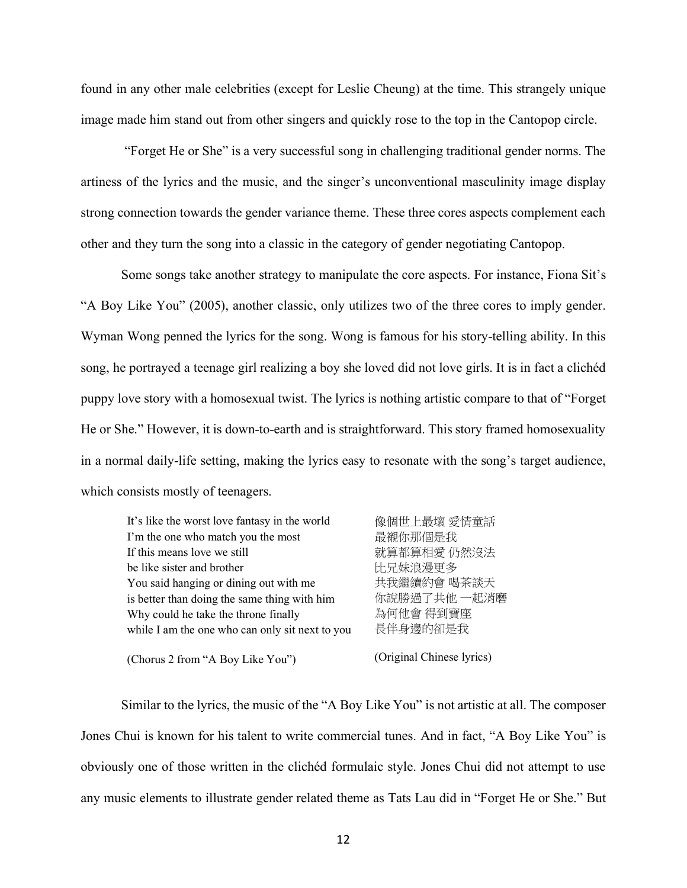found in any other male celebrities (except for Leslie Cheung) at the time. This strangely unique image made him stand out from other singers and quickly rose to the top in the Cantopop circle.

"Forget He or She" is a very successful song in challenging traditional gender norms. The artiness of the lyrics and the music, and the singer's unconventional masculinity image display strong connection towards the gender variance theme. These three cores aspects complement each other and they turn the song into a classic in the category of gender negotiating Cantopop.

Some songs take another strategy to manipulate the core aspects. For instance, Fiona Sit's "A Boy Like You" (2005), another classic, only utilizes two of the three cores to imply gender. Wyman Wong penned the lyrics for the song. Wong is famous for his story-telling ability. In this song, he portrayed a teenage girl realizing a boy she loved did not love girls. It is in fact a clichéd puppy love story with a homosexual twist. The lyrics is nothing artistic compare to that of "Forget He or She." However, it is down-to-earth and is straightforward. This story framed homosexuality in a normal daily-life setting, making the lyrics easy to resonate with the song's target audience, which consists mostly of teenagers.

| | |
|---|---|
| It's like the worst love fantasy in the world | 像個世上最壞 愛情童話 |
| I'm the one who match you the most | 最襯你那個是我 |
| If this means love we still | 就算都算相愛 仍然沒法 |
| be like sister and brother | 比兄妹浪漫更多 |
| You said hanging or dining out with me | 共我繼續約會 喝茶談天 |
| is better than doing the same thing with him | 你說勝過了共他 一起消磨 |
| Why could he take the throne finally | 為何他會 得到寶座 |
| while I am the one who can only sit next to you | 長伴身邊的卻是我 |
| (Chorus 2 from "A Boy Like You") | (Original Chinese lyrics) |

Similar to the lyrics, the music of the "A Boy Like You" is not artistic at all. The composer Jones Chui is known for his talent to write commercial tunes. And in fact, "A Boy Like You" is obviously one of those written in the clichéd formulaic style. Jones Chui did not attempt to use any music elements to illustrate gender related theme as Tats Lau did in "Forget He or She." But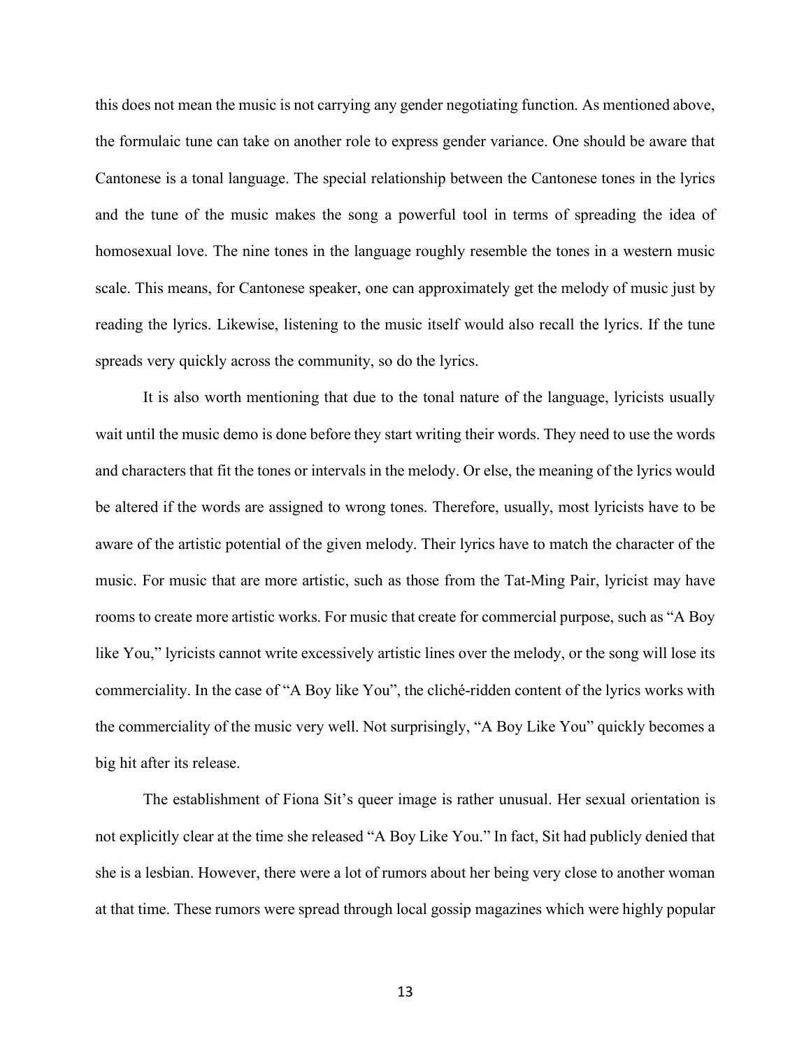this does not mean the music is not carrying any gender negotiating function. As mentioned above, the formulaic tune can take on another role to express gender variance. One should be aware that Cantonese is a tonal language. The special relationship between the Cantonese tones in the lyrics and the tune of the music makes the song a powerful tool in terms of spreading the idea of homosexual love. The nine tones in the language roughly resemble the tones in a western music scale. This means, for Cantonese speaker, one can approximately get the melody of music just by reading the lyrics. Likewise, listening to the music itself would also recall the lyrics. If the tune spreads very quickly across the community, so do the lyrics.

It is also worth mentioning that due to the tonal nature of the language, lyricists usually wait until the music demo is done before they start writing their words. They need to use the words and characters that fit the tones or intervals in the melody. Or else, the meaning of the lyrics would be altered if the words are assigned to wrong tones. Therefore, usually, most lyricists have to be aware of the artistic potential of the given melody. Their lyrics have to match the character of the music. For music that are more artistic, such as those from the Tat-Ming Pair, lyricist may have rooms to create more artistic works. For music that create for commercial purpose, such as "A Boy like You," lyricists cannot write excessively artistic lines over the melody, or the song will lose its commerciality. In the case of "A Boy like You", the cliché-ridden content of the lyrics works with the commerciality of the music very well. Not surprisingly, "A Boy Like You" quickly becomes a big hit after its release.

The establishment of Fiona Sit's queer image is rather unusual. Her sexual orientation is not explicitly clear at the time she released "A Boy Like You." In fact, Sit had publicly denied that she is a lesbian. However, there were a lot of rumors about her being very close to another woman at that time. These rumors were spread through local gossip magazines which were highly popular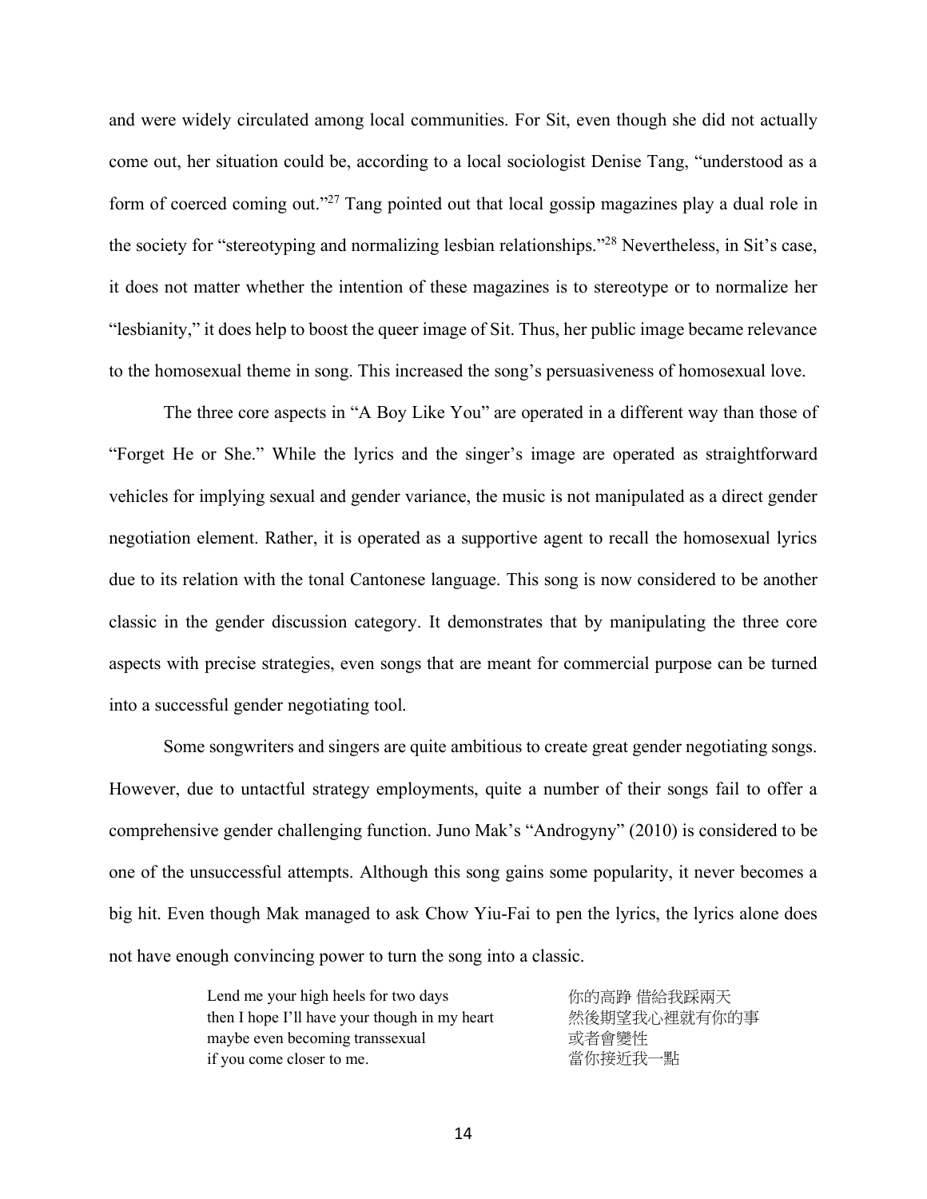and were widely circulated among local communities. For Sit, even though she did not actually come out, her situation could be, according to a local sociologist Denise Tang, "understood as a form of coerced coming out."[27] Tang pointed out that local gossip magazines play a dual role in the society for "stereotyping and normalizing lesbian relationships."[28] Nevertheless, in Sit's case, it does not matter whether the intention of these magazines is to stereotype or to normalize her "lesbianity," it does help to boost the queer image of Sit. Thus, her public image became relevance to the homosexual theme in song. This increased the song's persuasiveness of homosexual love.

The three core aspects in "A Boy Like You" are operated in a different way than those of "Forget He or She." While the lyrics and the singer's image are operated as straightforward vehicles for implying sexual and gender variance, the music is not manipulated as a direct gender negotiation element. Rather, it is operated as a supportive agent to recall the homosexual lyrics due to its relation with the tonal Cantonese language. This song is now considered to be another classic in the gender discussion category. It demonstrates that by manipulating the three core aspects with precise strategies, even songs that are meant for commercial purpose can be turned into a successful gender negotiating tool.

Some songwriters and singers are quite ambitious to create great gender negotiating songs. However, due to untactful strategy employments, quite a number of their songs fail to offer a comprehensive gender challenging function. Juno Mak's "Androgyny" (2010) is considered to be one of the unsuccessful attempts. Although this song gains some popularity, it never becomes a big hit. Even though Mak managed to ask Chow Yiu-Fai to pen the lyrics, the lyrics alone does not have enough convincing power to turn the song into a classic.

| | |
|---|---|
| Lend me your high heels for two days | 你的高踭 借給我踩兩天 |
| then I hope I'll have your though in my heart | 然後期望我心裡就有你的事 |
| maybe even becoming transsexual | 或者會變性 |
| if you come closer to me. | 當你接近我一點 |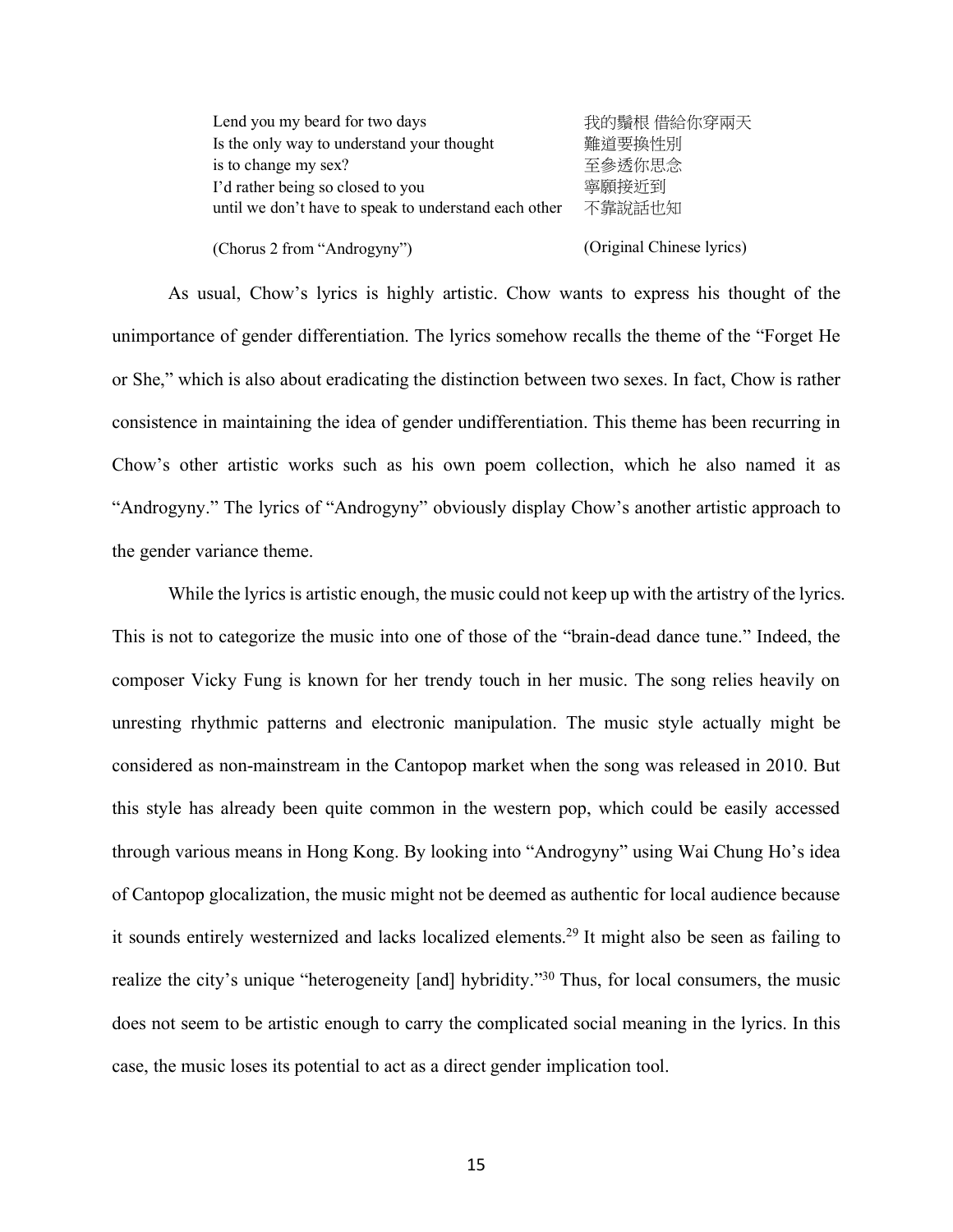| | |
|---|---|
| Lend you my beard for two days | 我的鬚根 借給你穿兩天 |
| Is the only way to understand your thought | 難道要換性別 |
| is to change my sex? | 至參透你思念 |
| I'd rather being so closed to you | 寧願接近到 |
| until we don't have to speak to understand each other | 不靠說話也知 |
| (Chorus 2 from "Androgyny") | (Original Chinese lyrics) |

As usual, Chow's lyrics is highly artistic. Chow wants to express his thought of the unimportance of gender differentiation. The lyrics somehow recalls the theme of the "Forget He or She," which is also about eradicating the distinction between two sexes. In fact, Chow is rather consistence in maintaining the idea of gender undifferentiation. This theme has been recurring in Chow's other artistic works such as his own poem collection, which he also named it as "Androgyny." The lyrics of "Androgyny" obviously display Chow's another artistic approach to the gender variance theme.

While the lyrics is artistic enough, the music could not keep up with the artistry of the lyrics. This is not to categorize the music into one of those of the "brain-dead dance tune." Indeed, the composer Vicky Fung is known for her trendy touch in her music. The song relies heavily on unresting rhythmic patterns and electronic manipulation. The music style actually might be considered as non-mainstream in the Cantopop market when the song was released in 2010. But this style has already been quite common in the western pop, which could be easily accessed through various means in Hong Kong. By looking into "Androgyny" using Wai Chung Ho's idea of Cantopop glocalization, the music might not be deemed as authentic for local audience because it sounds entirely westernized and lacks localized elements.[29] It might also be seen as failing to realize the city's unique "heterogeneity [and] hybridity."[30] Thus, for local consumers, the music does not seem to be artistic enough to carry the complicated social meaning in the lyrics. In this case, the music loses its potential to act as a direct gender implication tool.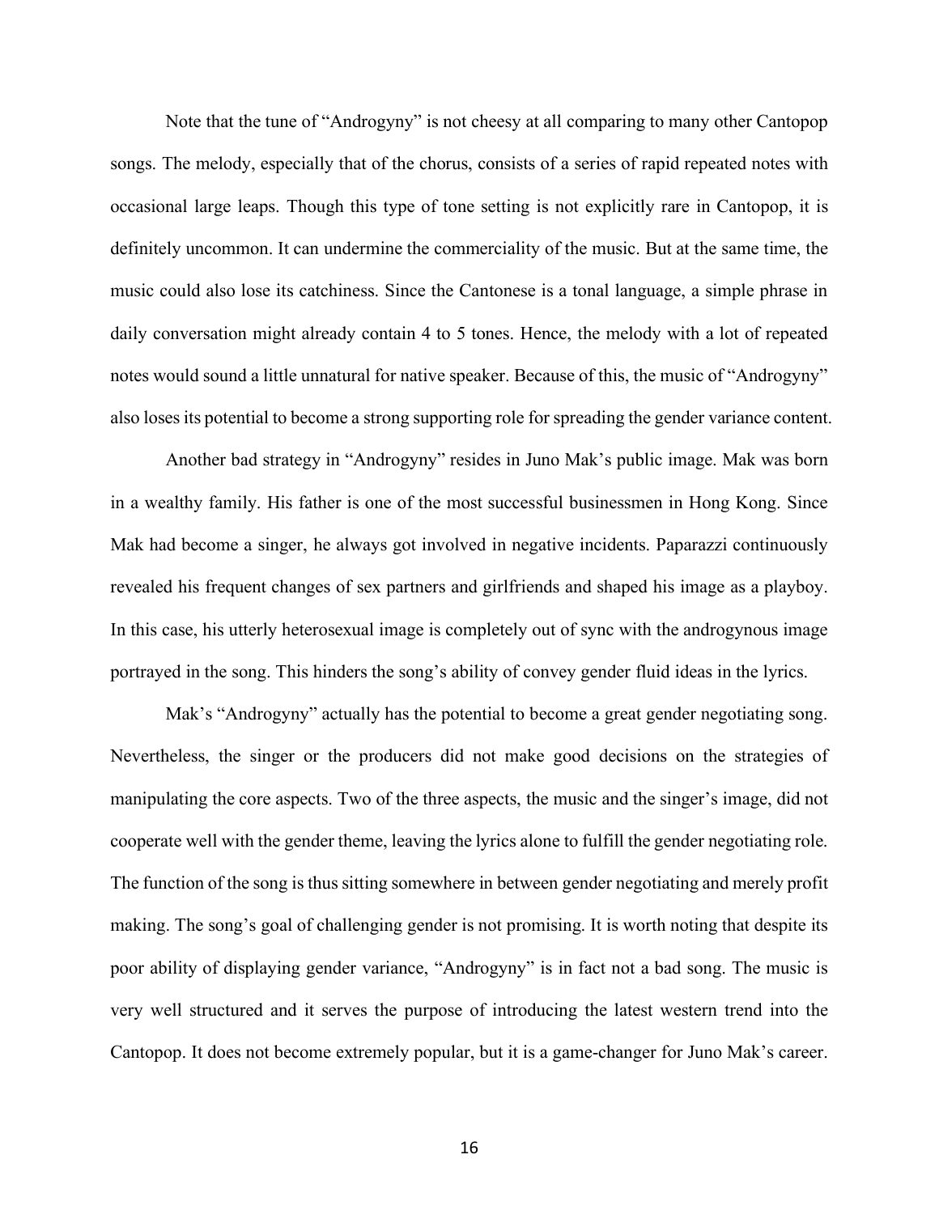Note that the tune of "Androgyny" is not cheesy at all comparing to many other Cantopop songs. The melody, especially that of the chorus, consists of a series of rapid repeated notes with occasional large leaps. Though this type of tone setting is not explicitly rare in Cantopop, it is definitely uncommon. It can undermine the commerciality of the music. But at the same time, the music could also lose its catchiness. Since the Cantonese is a tonal language, a simple phrase in daily conversation might already contain 4 to 5 tones. Hence, the melody with a lot of repeated notes would sound a little unnatural for native speaker. Because of this, the music of "Androgyny" also loses its potential to become a strong supporting role for spreading the gender variance content.

Another bad strategy in "Androgyny" resides in Juno Mak's public image. Mak was born in a wealthy family. His father is one of the most successful businessmen in Hong Kong. Since Mak had become a singer, he always got involved in negative incidents. Paparazzi continuously revealed his frequent changes of sex partners and girlfriends and shaped his image as a playboy. In this case, his utterly heterosexual image is completely out of sync with the androgynous image portrayed in the song. This hinders the song's ability of convey gender fluid ideas in the lyrics.

Mak's "Androgyny" actually has the potential to become a great gender negotiating song. Nevertheless, the singer or the producers did not make good decisions on the strategies of manipulating the core aspects. Two of the three aspects, the music and the singer's image, did not cooperate well with the gender theme, leaving the lyrics alone to fulfill the gender negotiating role. The function of the song is thus sitting somewhere in between gender negotiating and merely profit making. The song's goal of challenging gender is not promising. It is worth noting that despite its poor ability of displaying gender variance, "Androgyny" is in fact not a bad song. The music is very well structured and it serves the purpose of introducing the latest western trend into the Cantopop. It does not become extremely popular, but it is a game-changer for Juno Mak's career.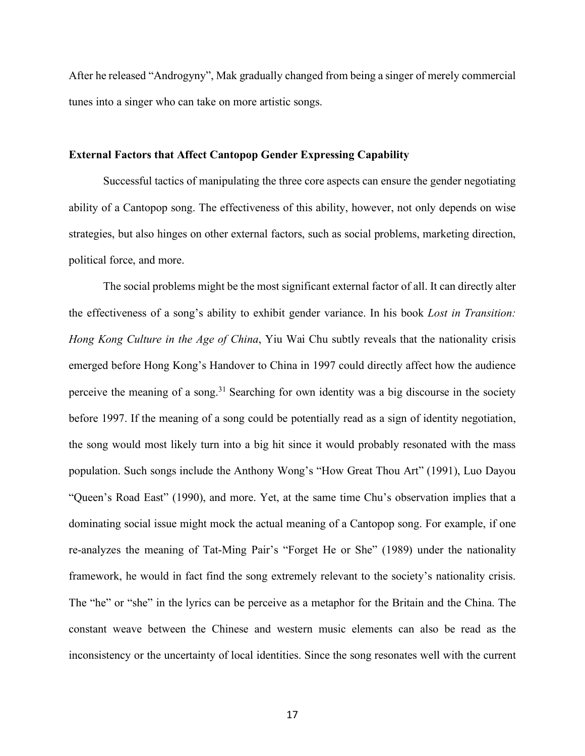After he released "Androgyny", Mak gradually changed from being a singer of merely commercial tunes into a singer who can take on more artistic songs.

**External Factors that Affect Cantopop Gender Expressing Capability**

Successful tactics of manipulating the three core aspects can ensure the gender negotiating ability of a Cantopop song. The effectiveness of this ability, however, not only depends on wise strategies, but also hinges on other external factors, such as social problems, marketing direction, political force, and more.

The social problems might be the most significant external factor of all. It can directly alter the effectiveness of a song's ability to exhibit gender variance. In his book *Lost in Transition: Hong Kong Culture in the Age of China*, Yiu Wai Chu subtly reveals that the nationality crisis emerged before Hong Kong's Handover to China in 1997 could directly affect how the audience perceive the meaning of a song.[31] Searching for own identity was a big discourse in the society before 1997. If the meaning of a song could be potentially read as a sign of identity negotiation, the song would most likely turn into a big hit since it would probably resonated with the mass population. Such songs include the Anthony Wong's "How Great Thou Art" (1991), Luo Dayou "Queen's Road East" (1990), and more. Yet, at the same time Chu's observation implies that a dominating social issue might mock the actual meaning of a Cantopop song. For example, if one re-analyzes the meaning of Tat-Ming Pair's "Forget He or She" (1989) under the nationality framework, he would in fact find the song extremely relevant to the society's nationality crisis. The "he" or "she" in the lyrics can be perceive as a metaphor for the Britain and the China. The constant weave between the Chinese and western music elements can also be read as the inconsistency or the uncertainty of local identities. Since the song resonates well with the current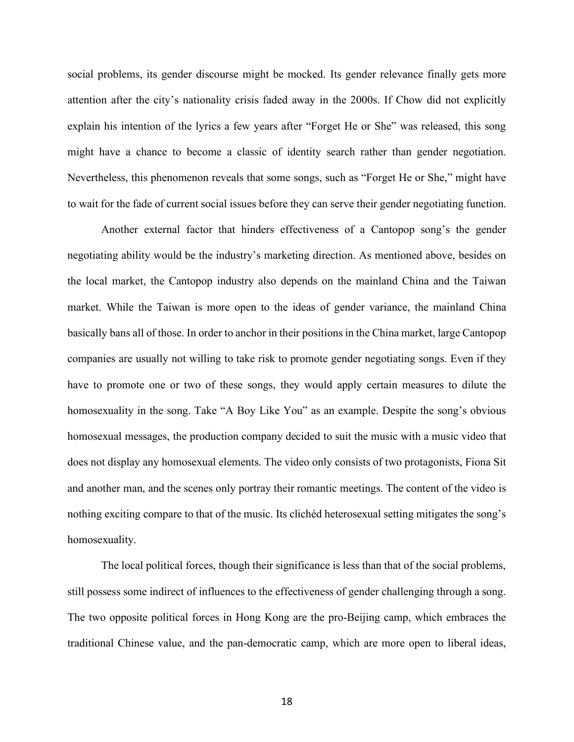social problems, its gender discourse might be mocked. Its gender relevance finally gets more attention after the city's nationality crisis faded away in the 2000s. If Chow did not explicitly explain his intention of the lyrics a few years after "Forget He or She" was released, this song might have a chance to become a classic of identity search rather than gender negotiation. Nevertheless, this phenomenon reveals that some songs, such as "Forget He or She," might have to wait for the fade of current social issues before they can serve their gender negotiating function.

Another external factor that hinders effectiveness of a Cantopop song's the gender negotiating ability would be the industry's marketing direction. As mentioned above, besides on the local market, the Cantopop industry also depends on the mainland China and the Taiwan market. While the Taiwan is more open to the ideas of gender variance, the mainland China basically bans all of those. In order to anchor in their positions in the China market, large Cantopop companies are usually not willing to take risk to promote gender negotiating songs. Even if they have to promote one or two of these songs, they would apply certain measures to dilute the homosexuality in the song. Take "A Boy Like You" as an example. Despite the song's obvious homosexual messages, the production company decided to suit the music with a music video that does not display any homosexual elements. The video only consists of two protagonists, Fiona Sit and another man, and the scenes only portray their romantic meetings. The content of the video is nothing exciting compare to that of the music. Its clichéd heterosexual setting mitigates the song's homosexuality.

The local political forces, though their significance is less than that of the social problems, still possess some indirect of influences to the effectiveness of gender challenging through a song. The two opposite political forces in Hong Kong are the pro-Beijing camp, which embraces the traditional Chinese value, and the pan-democratic camp, which are more open to liberal ideas,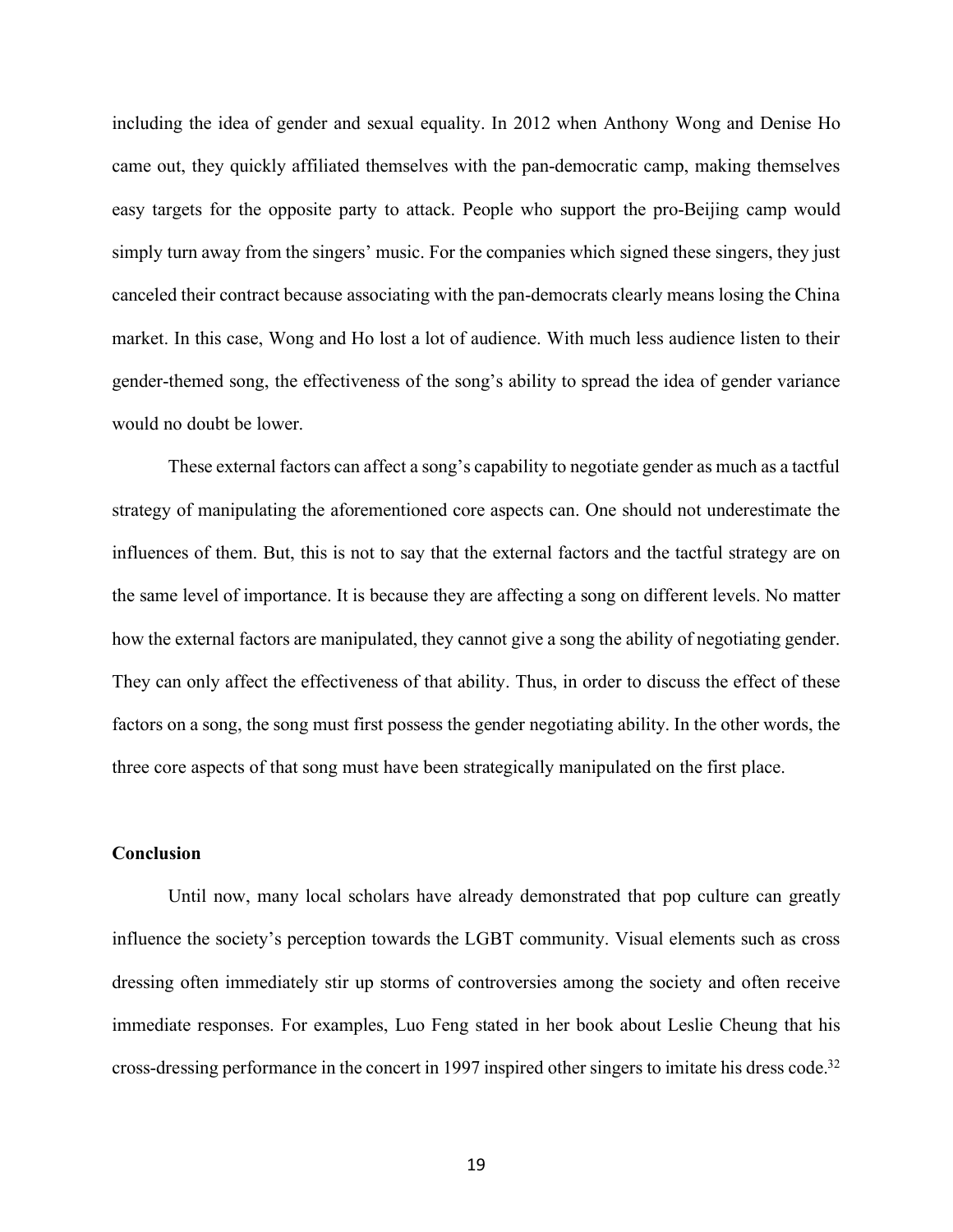including the idea of gender and sexual equality. In 2012 when Anthony Wong and Denise Ho came out, they quickly affiliated themselves with the pan-democratic camp, making themselves easy targets for the opposite party to attack. People who support the pro-Beijing camp would simply turn away from the singers' music. For the companies which signed these singers, they just canceled their contract because associating with the pan-democrats clearly means losing the China market. In this case, Wong and Ho lost a lot of audience. With much less audience listen to their gender-themed song, the effectiveness of the song's ability to spread the idea of gender variance would no doubt be lower.

These external factors can affect a song's capability to negotiate gender as much as a tactful strategy of manipulating the aforementioned core aspects can. One should not underestimate the influences of them. But, this is not to say that the external factors and the tactful strategy are on the same level of importance. It is because they are affecting a song on different levels. No matter how the external factors are manipulated, they cannot give a song the ability of negotiating gender. They can only affect the effectiveness of that ability. Thus, in order to discuss the effect of these factors on a song, the song must first possess the gender negotiating ability. In the other words, the three core aspects of that song must have been strategically manipulated on the first place.

**Conclusion**

Until now, many local scholars have already demonstrated that pop culture can greatly influence the society's perception towards the LGBT community. Visual elements such as cross dressing often immediately stir up storms of controversies among the society and often receive immediate responses. For examples, Luo Feng stated in her book about Leslie Cheung that his cross-dressing performance in the concert in 1997 inspired other singers to imitate his dress code.[32]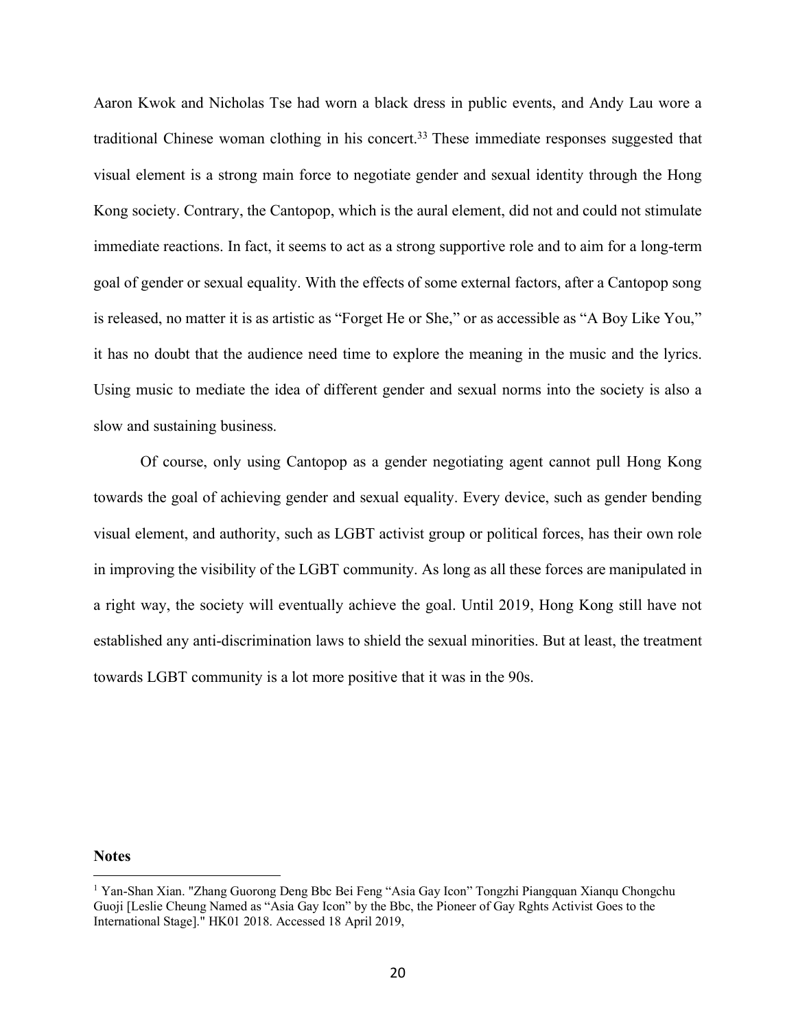Aaron Kwok and Nicholas Tse had worn a black dress in public events, and Andy Lau wore a traditional Chinese woman clothing in his concert.[33] These immediate responses suggested that visual element is a strong main force to negotiate gender and sexual identity through the Hong Kong society. Contrary, the Cantopop, which is the aural element, did not and could not stimulate immediate reactions. In fact, it seems to act as a strong supportive role and to aim for a long-term goal of gender or sexual equality. With the effects of some external factors, after a Cantopop song is released, no matter it is as artistic as "Forget He or She," or as accessible as "A Boy Like You," it has no doubt that the audience need time to explore the meaning in the music and the lyrics. Using music to mediate the idea of different gender and sexual norms into the society is also a slow and sustaining business.

Of course, only using Cantopop as a gender negotiating agent cannot pull Hong Kong towards the goal of achieving gender and sexual equality. Every device, such as gender bending visual element, and authority, such as LGBT activist group or political forces, has their own role in improving the visibility of the LGBT community. As long as all these forces are manipulated in a right way, the society will eventually achieve the goal. Until 2019, Hong Kong still have not established any anti-discrimination laws to shield the sexual minorities. But at least, the treatment towards LGBT community is a lot more positive that it was in the 90s.

**Notes**

[1] Yan-Shan Xian. "Zhang Guorong Deng Bbc Bei Feng "Asia Gay Icon" Tongzhi Piangquan Xianqu Chongchu Guoji [Leslie Cheung Named as "Asia Gay Icon" by the Bbc, the Pioneer of Gay Rghts Activist Goes to the International Stage]." HK01 2018. Accessed 18 April 2019,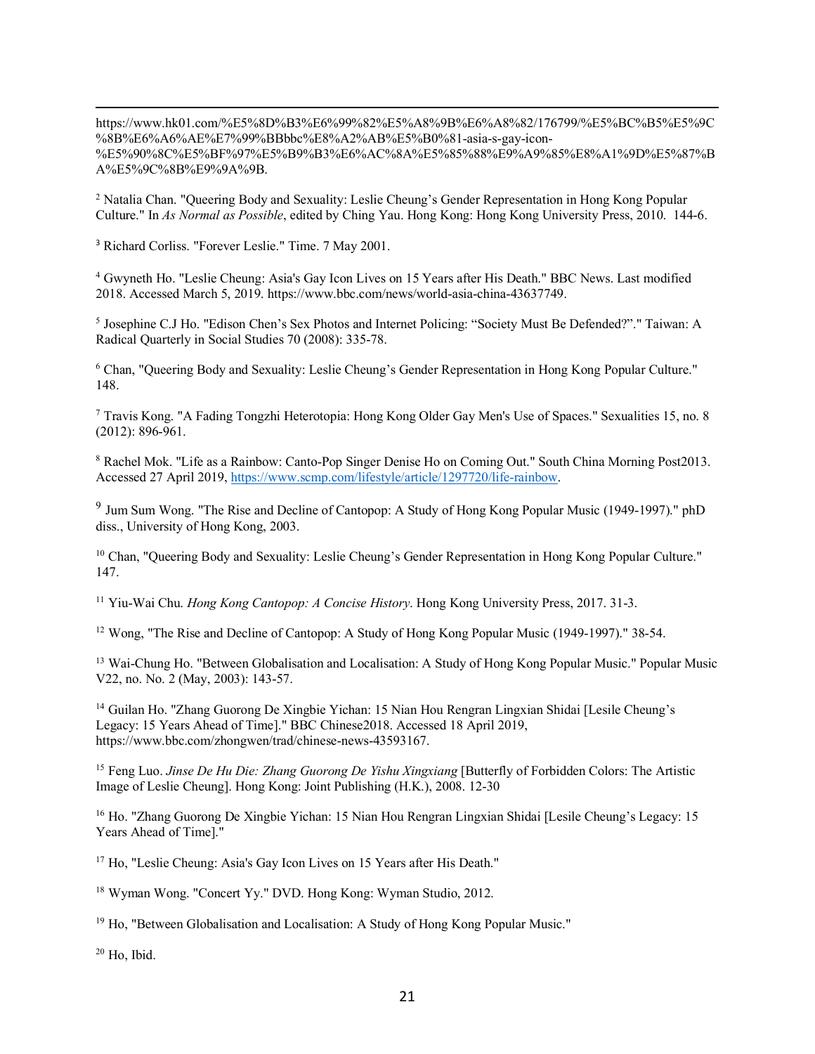https://www.hk01.com/%E5%8D%B3%E6%99%82%E5%A8%9B%E6%A8%82/176799/%E5%BC%B5%E5%9C%8B%E6%A6%AE%E7%99%BBbbc%E8%A2%AB%E5%B0%81-asia-s-gay-icon-%E5%90%8C%E5%BF%97%E5%B9%B3%E6%AC%8A%E5%85%88%E9%A9%85%E8%A1%9D%E5%87%BA%E5%9C%8B%E9%9A%9B.

[2] Natalia Chan. "Queering Body and Sexuality: Leslie Cheung's Gender Representation in Hong Kong Popular Culture." In *As Normal as Possible*, edited by Ching Yau. Hong Kong: Hong Kong University Press, 2010. 144-6.

[3] Richard Corliss. "Forever Leslie." Time. 7 May 2001.

[4] Gwyneth Ho. "Leslie Cheung: Asia's Gay Icon Lives on 15 Years after His Death." BBC News. Last modified 2018. Accessed March 5, 2019. https://www.bbc.com/news/world-asia-china-43637749.

[5] Josephine C.J Ho. "Edison Chen's Sex Photos and Internet Policing: "Society Must Be Defended?"." Taiwan: A Radical Quarterly in Social Studies 70 (2008): 335-78.

[6] Chan, "Queering Body and Sexuality: Leslie Cheung's Gender Representation in Hong Kong Popular Culture." 148.

[7] Travis Kong. "A Fading Tongzhi Heterotopia: Hong Kong Older Gay Men's Use of Spaces." Sexualities 15, no. 8 (2012): 896-961.

[8] Rachel Mok. "Life as a Rainbow: Canto-Pop Singer Denise Ho on Coming Out." South China Morning Post2013. Accessed 27 April 2019, https://www.scmp.com/lifestyle/article/1297720/life-rainbow.

[9] Jum Sum Wong. "The Rise and Decline of Cantopop: A Study of Hong Kong Popular Music (1949-1997)." phD diss., University of Hong Kong, 2003.

[10] Chan, "Queering Body and Sexuality: Leslie Cheung's Gender Representation in Hong Kong Popular Culture." 147.

[11] Yiu-Wai Chu. *Hong Kong Cantopop: A Concise History*. Hong Kong University Press, 2017. 31-3.

[12] Wong, "The Rise and Decline of Cantopop: A Study of Hong Kong Popular Music (1949-1997)." 38-54.

[13] Wai-Chung Ho. "Between Globalisation and Localisation: A Study of Hong Kong Popular Music." Popular Music V22, no. No. 2 (May, 2003): 143-57.

[14] Guilan Ho. "Zhang Guorong De Xingbie Yichan: 15 Nian Hou Rengran Lingxian Shidai [Lesile Cheung's Legacy: 15 Years Ahead of Time]." BBC Chinese2018. Accessed 18 April 2019, https://www.bbc.com/zhongwen/trad/chinese-news-43593167.

[15] Feng Luo. *Jinse De Hu Die: Zhang Guorong De Yishu Xingxiang* [Butterfly of Forbidden Colors: The Artistic Image of Leslie Cheung]. Hong Kong: Joint Publishing (H.K.), 2008. 12-30

[16] Ho. "Zhang Guorong De Xingbie Yichan: 15 Nian Hou Rengran Lingxian Shidai [Lesile Cheung's Legacy: 15 Years Ahead of Time]."

[17] Ho, "Leslie Cheung: Asia's Gay Icon Lives on 15 Years after His Death."

[18] Wyman Wong. "Concert Yy." DVD. Hong Kong: Wyman Studio, 2012.

[19] Ho, "Between Globalisation and Localisation: A Study of Hong Kong Popular Music."

[20] Ho, Ibid.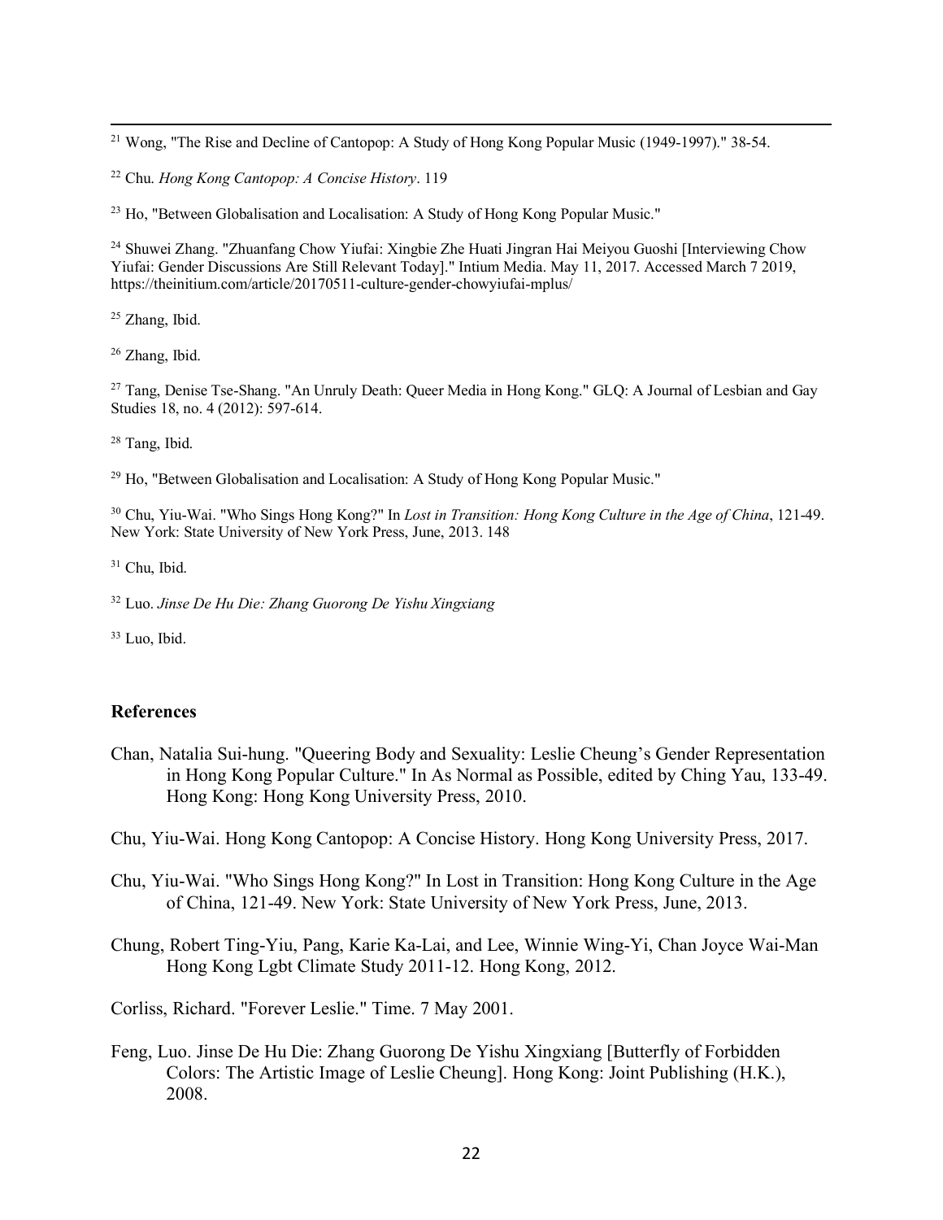[21] Wong, "The Rise and Decline of Cantopop: A Study of Hong Kong Popular Music (1949-1997)." 38-54.

[22] Chu. *Hong Kong Cantopop: A Concise History*. 119

[23] Ho, "Between Globalisation and Localisation: A Study of Hong Kong Popular Music."

[24] Shuwei Zhang. "Zhuanfang Chow Yiufai: Xingbie Zhe Huati Jingran Hai Meiyou Guoshi [Interviewing Chow Yiufai: Gender Discussions Are Still Relevant Today]." Intium Media. May 11, 2017. Accessed March 7 2019, https://theinitium.com/article/20170511-culture-gender-chowyiufai-mplus/

[25] Zhang, Ibid.

[26] Zhang, Ibid.

[27] Tang, Denise Tse-Shang. "An Unruly Death: Queer Media in Hong Kong." GLQ: A Journal of Lesbian and Gay Studies 18, no. 4 (2012): 597-614.

[28] Tang, Ibid.

[29] Ho, "Between Globalisation and Localisation: A Study of Hong Kong Popular Music."

[30] Chu, Yiu-Wai. "Who Sings Hong Kong?" In *Lost in Transition: Hong Kong Culture in the Age of China*, 121-49. New York: State University of New York Press, June, 2013. 148

[31] Chu, Ibid.

[32] Luo. *Jinse De Hu Die: Zhang Guorong De Yishu Xingxiang*

[33] Luo, Ibid.

### References

Chan, Natalia Sui-hung. "Queering Body and Sexuality: Leslie Cheung's Gender Representation in Hong Kong Popular Culture." In As Normal as Possible, edited by Ching Yau, 133-49. Hong Kong: Hong Kong University Press, 2010.

Chu, Yiu-Wai. Hong Kong Cantopop: A Concise History. Hong Kong University Press, 2017.

Chu, Yiu-Wai. "Who Sings Hong Kong?" In Lost in Transition: Hong Kong Culture in the Age of China, 121-49. New York: State University of New York Press, June, 2013.

Chung, Robert Ting-Yiu, Pang, Karie Ka-Lai, and Lee, Winnie Wing-Yi, Chan Joyce Wai-Man Hong Kong Lgbt Climate Study 2011-12. Hong Kong, 2012.

Corliss, Richard. "Forever Leslie." Time. 7 May 2001.

Feng, Luo. Jinse De Hu Die: Zhang Guorong De Yishu Xingxiang [Butterfly of Forbidden Colors: The Artistic Image of Leslie Cheung]. Hong Kong: Joint Publishing (H.K.), 2008.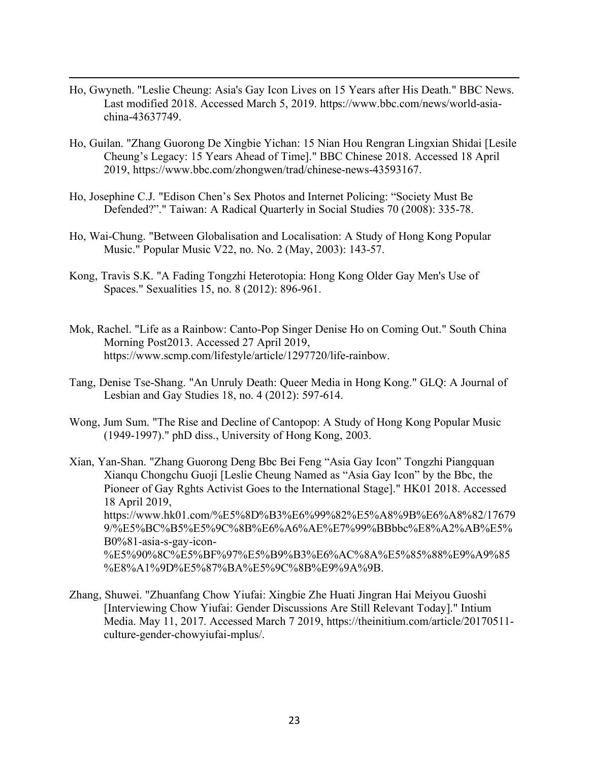Ho, Gwyneth. "Leslie Cheung: Asia's Gay Icon Lives on 15 Years after His Death." BBC News. Last modified 2018. Accessed March 5, 2019. https://www.bbc.com/news/world-asia-china-43637749.

Ho, Guilan. "Zhang Guorong De Xingbie Yichan: 15 Nian Hou Rengran Lingxian Shidai [Lesile Cheung's Legacy: 15 Years Ahead of Time]." BBC Chinese 2018. Accessed 18 April 2019, https://www.bbc.com/zhongwen/trad/chinese-news-43593167.

Ho, Josephine C.J. "Edison Chen's Sex Photos and Internet Policing: "Society Must Be Defended?"." Taiwan: A Radical Quarterly in Social Studies 70 (2008): 335-78.

Ho, Wai-Chung. "Between Globalisation and Localisation: A Study of Hong Kong Popular Music." Popular Music V22, no. No. 2 (May, 2003): 143-57.

Kong, Travis S.K. "A Fading Tongzhi Heterotopia: Hong Kong Older Gay Men's Use of Spaces." Sexualities 15, no. 8 (2012): 896-961.

Mok, Rachel. "Life as a Rainbow: Canto-Pop Singer Denise Ho on Coming Out." South China Morning Post2013. Accessed 27 April 2019, https://www.scmp.com/lifestyle/article/1297720/life-rainbow.

Tang, Denise Tse-Shang. "An Unruly Death: Queer Media in Hong Kong." GLQ: A Journal of Lesbian and Gay Studies 18, no. 4 (2012): 597-614.

Wong, Jum Sum. "The Rise and Decline of Cantopop: A Study of Hong Kong Popular Music (1949-1997)." phD diss., University of Hong Kong, 2003.

Xian, Yan-Shan. "Zhang Guorong Deng Bbc Bei Feng "Asia Gay Icon" Tongzhi Piangquan Xianqu Chongchu Guoji [Leslie Cheung Named as "Asia Gay Icon" by the Bbc, the Pioneer of Gay Rghts Activist Goes to the International Stage]." HK01 2018. Accessed 18 April 2019, https://www.hk01.com/%E5%8D%B3%E6%99%82%E5%A8%9B%E6%A8%82/176799/%E5%BC%B5%E5%9C%8B%E6%A6%AE%E7%99%BBbbc%E8%A2%AB%E5%B0%81-asia-s-gay-icon-%E5%90%8C%E5%BF%97%E5%B9%B3%E6%AC%8A%E5%85%88%E9%A9%85%E8%A1%9D%E5%87%BA%E5%9C%8B%E9%9A%9B.

Zhang, Shuwei. "Zhuanfang Chow Yiufai: Xingbie Zhe Huati Jingran Hai Meiyou Guoshi [Interviewing Chow Yiufai: Gender Discussions Are Still Relevant Today]." Intium Media. May 11, 2017. Accessed March 7 2019, https://theinitium.com/article/20170511-culture-gender-chowyiufai-mplus/.